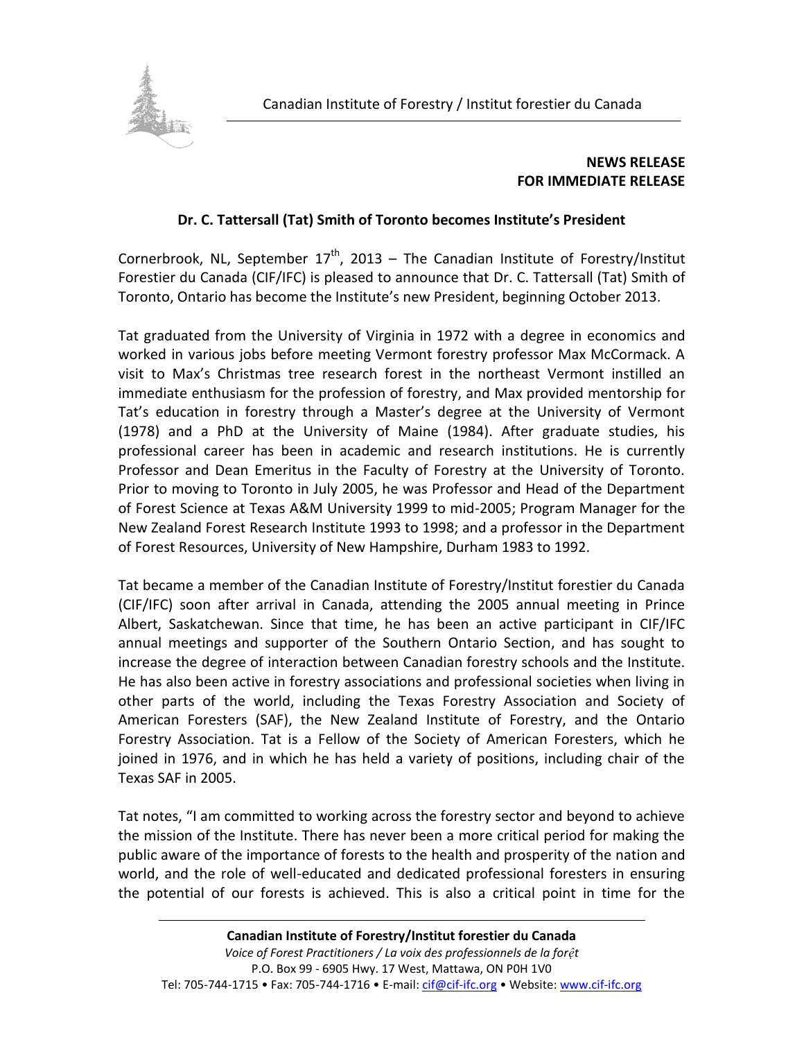Canadian Institute of Forestry / Institut forestier du Canada

**NEWS RELEASE**
**FOR IMMEDIATE RELEASE**

## Dr. C. Tattersall (Tat) Smith of Toronto becomes Institute's President

Cornerbrook, NL, September 17th, 2013 – The Canadian Institute of Forestry/Institut Forestier du Canada (CIF/IFC) is pleased to announce that Dr. C. Tattersall (Tat) Smith of Toronto, Ontario has become the Institute's new President, beginning October 2013.

Tat graduated from the University of Virginia in 1972 with a degree in economics and worked in various jobs before meeting Vermont forestry professor Max McCormack. A visit to Max's Christmas tree research forest in the northeast Vermont instilled an immediate enthusiasm for the profession of forestry, and Max provided mentorship for Tat's education in forestry through a Master's degree at the University of Vermont (1978) and a PhD at the University of Maine (1984). After graduate studies, his professional career has been in academic and research institutions. He is currently Professor and Dean Emeritus in the Faculty of Forestry at the University of Toronto. Prior to moving to Toronto in July 2005, he was Professor and Head of the Department of Forest Science at Texas A&M University 1999 to mid-2005; Program Manager for the New Zealand Forest Research Institute 1993 to 1998; and a professor in the Department of Forest Resources, University of New Hampshire, Durham 1983 to 1992.

Tat became a member of the Canadian Institute of Forestry/Institut forestier du Canada (CIF/IFC) soon after arrival in Canada, attending the 2005 annual meeting in Prince Albert, Saskatchewan. Since that time, he has been an active participant in CIF/IFC annual meetings and supporter of the Southern Ontario Section, and has sought to increase the degree of interaction between Canadian forestry schools and the Institute. He has also been active in forestry associations and professional societies when living in other parts of the world, including the Texas Forestry Association and Society of American Foresters (SAF), the New Zealand Institute of Forestry, and the Ontario Forestry Association. Tat is a Fellow of the Society of American Foresters, which he joined in 1976, and in which he has held a variety of positions, including chair of the Texas SAF in 2005.

Tat notes, "I am committed to working across the forestry sector and beyond to achieve the mission of the Institute. There has never been a more critical period for making the public aware of the importance of forests to the health and prosperity of the nation and world, and the role of well-educated and dedicated professional foresters in ensuring the potential of our forests is achieved. This is also a critical point in time for the

**Canadian Institute of Forestry/Institut forestier du Canada**
*Voice of Forest Practitioners / La voix des professionnels de la forêt*
P.O. Box 99 - 6905 Hwy. 17 West, Mattawa, ON P0H 1V0
Tel: 705-744-1715 • Fax: 705-744-1716 • E-mail: cif@cif-ifc.org • Website: www.cif-ifc.org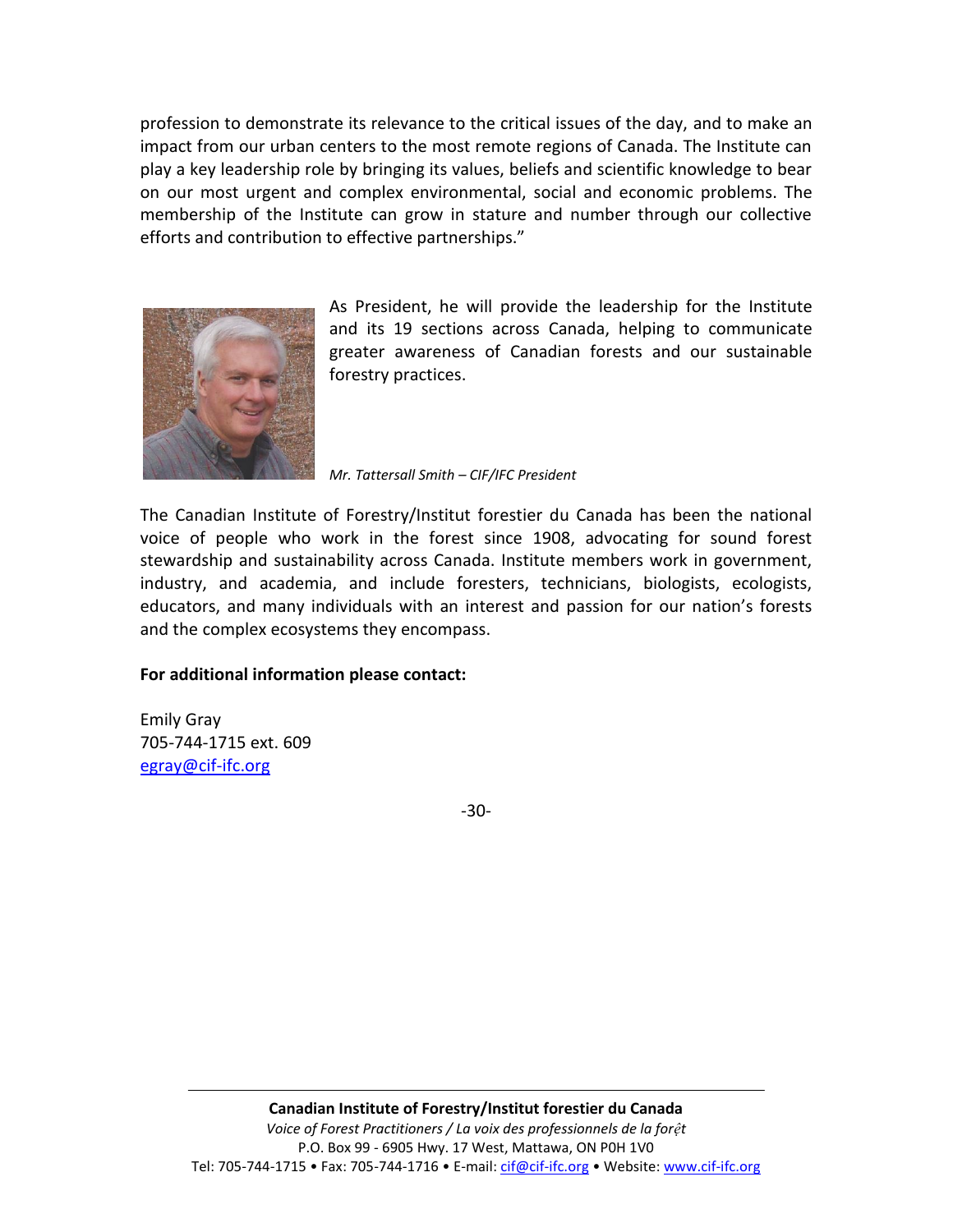profession to demonstrate its relevance to the critical issues of the day, and to make an impact from our urban centers to the most remote regions of Canada. The Institute can play a key leadership role by bringing its values, beliefs and scientific knowledge to bear on our most urgent and complex environmental, social and economic problems. The membership of the Institute can grow in stature and number through our collective efforts and contribution to effective partnerships."

As President, he will provide the leadership for the Institute and its 19 sections across Canada, helping to communicate greater awareness of Canadian forests and our sustainable forestry practices.

*Mr. Tattersall Smith – CIF/IFC President*

The Canadian Institute of Forestry/Institut forestier du Canada has been the national voice of people who work in the forest since 1908, advocating for sound forest stewardship and sustainability across Canada. Institute members work in government, industry, and academia, and include foresters, technicians, biologists, ecologists, educators, and many individuals with an interest and passion for our nation's forests and the complex ecosystems they encompass.

**For additional information please contact:**

Emily Gray
705-744-1715 ext. 609
egray@cif-ifc.org

-30-

**Canadian Institute of Forestry/Institut forestier du Canada**
*Voice of Forest Practitioners / La voix des professionnels de la forệt*
P.O. Box 99 - 6905 Hwy. 17 West, Mattawa, ON P0H 1V0
Tel: 705-744-1715 • Fax: 705-744-1716 • E-mail: cif@cif-ifc.org • Website: www.cif-ifc.org